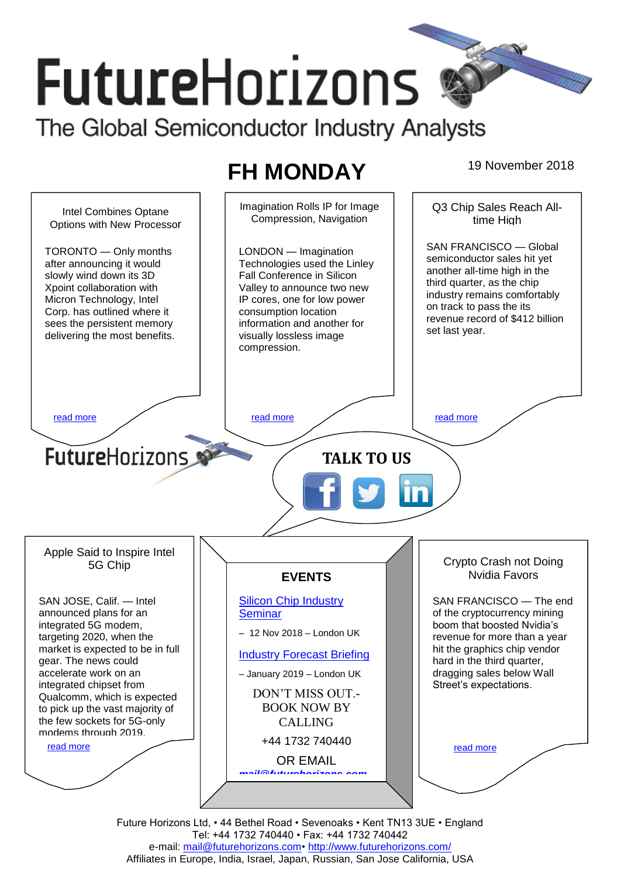# FutureHorizons

The Global Semiconductor Industry Analysts

## FH MONDAY

19 November 2018

### Intel Combines Optane Options with New Processor

TORONTO — Only months after announcing it would slowly wind down its 3D Xpoint collaboration with Micron Technology, Intel Corp. has outlined where it sees the persistent memory delivering the most benefits.

read more

### Imagination Rolls IP for Image Compression, Navigation

LONDON — Imagination Technologies used the Linley Fall Conference in Silicon Valley to announce two new IP cores, one for low power consumption location information and another for visually lossless image compression.

read more

### Q3 Chip Sales Reach All-time High

SAN FRANCISCO — Global semiconductor sales hit yet another all-time high in the third quarter, as the chip industry remains comfortably on track to pass the its revenue record of $412 billion set last year.

read more

FutureHorizons

**TALK TO US**

### Apple Said to Inspire Intel 5G Chip

SAN JOSE, Calif. — Intel announced plans for an integrated 5G modem, targeting 2020, when the market is expected to be in full gear. The news could accelerate work on an integrated chipset from Qualcomm, which is expected to pick up the vast majority of the few sockets for 5G-only modems through 2019.

read more

### EVENTS

Silicon Chip Industry Seminar

– 12 Nov 2018 – London UK

Industry Forecast Briefing

– January 2019 – London UK

DON'T MISS OUT.- BOOK NOW BY CALLING

+44 1732 740440

OR EMAIL

mail@futurehorizons.com

### Crypto Crash not Doing Nvidia Favors

SAN FRANCISCO — The end of the cryptocurrency mining boom that boosted Nvidia's revenue for more than a year hit the graphics chip vendor hard in the third quarter, dragging sales below Wall Street's expectations.

read more

Future Horizons Ltd, • 44 Bethel Road • Sevenoaks • Kent TN13 3UE • England
Tel: +44 1732 740440 • Fax: +44 1732 740442
e-mail: mail@futurehorizons.com• http://www.futurehorizons.com/
Affiliates in Europe, India, Israel, Japan, Russian, San Jose California, USA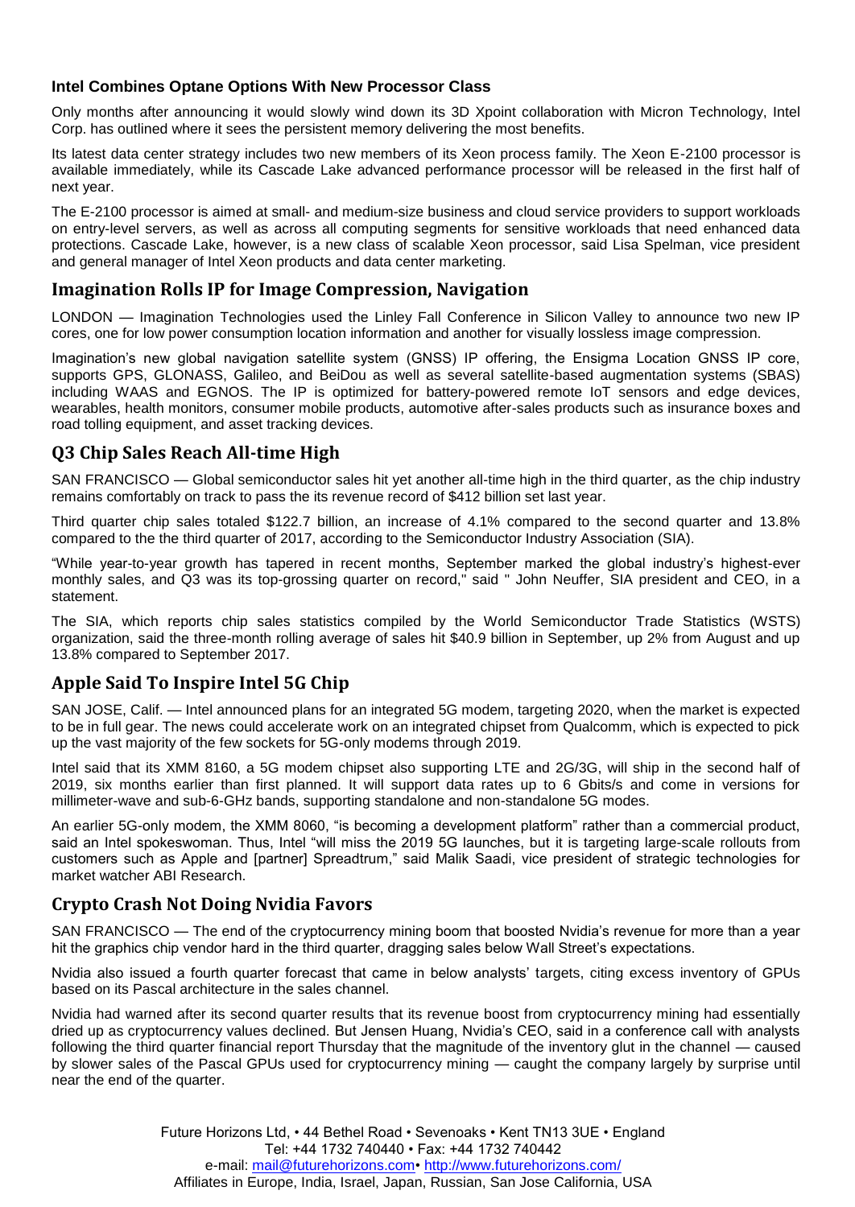### Intel Combines Optane Options With New Processor Class

Only months after announcing it would slowly wind down its 3D Xpoint collaboration with Micron Technology, Intel Corp. has outlined where it sees the persistent memory delivering the most benefits.

Its latest data center strategy includes two new members of its Xeon process family. The Xeon E-2100 processor is available immediately, while its Cascade Lake advanced performance processor will be released in the first half of next year.

The E-2100 processor is aimed at small- and medium-size business and cloud service providers to support workloads on entry-level servers, as well as across all computing segments for sensitive workloads that need enhanced data protections. Cascade Lake, however, is a new class of scalable Xeon processor, said Lisa Spelman, vice president and general manager of Intel Xeon products and data center marketing.

## Imagination Rolls IP for Image Compression, Navigation

LONDON — Imagination Technologies used the Linley Fall Conference in Silicon Valley to announce two new IP cores, one for low power consumption location information and another for visually lossless image compression.

Imagination's new global navigation satellite system (GNSS) IP offering, the Ensigma Location GNSS IP core, supports GPS, GLONASS, Galileo, and BeiDou as well as several satellite-based augmentation systems (SBAS) including WAAS and EGNOS. The IP is optimized for battery-powered remote IoT sensors and edge devices, wearables, health monitors, consumer mobile products, automotive after-sales products such as insurance boxes and road tolling equipment, and asset tracking devices.

## Q3 Chip Sales Reach All-time High

SAN FRANCISCO — Global semiconductor sales hit yet another all-time high in the third quarter, as the chip industry remains comfortably on track to pass the its revenue record of $412 billion set last year.

Third quarter chip sales totaled $122.7 billion, an increase of 4.1% compared to the second quarter and 13.8% compared to the the third quarter of 2017, according to the Semiconductor Industry Association (SIA).

"While year-to-year growth has tapered in recent months, September marked the global industry's highest-ever monthly sales, and Q3 was its top-grossing quarter on record," said " John Neuffer, SIA president and CEO, in a statement.

The SIA, which reports chip sales statistics compiled by the World Semiconductor Trade Statistics (WSTS) organization, said the three-month rolling average of sales hit $40.9 billion in September, up 2% from August and up 13.8% compared to September 2017.

## Apple Said To Inspire Intel 5G Chip

SAN JOSE, Calif. — Intel announced plans for an integrated 5G modem, targeting 2020, when the market is expected to be in full gear. The news could accelerate work on an integrated chipset from Qualcomm, which is expected to pick up the vast majority of the few sockets for 5G-only modems through 2019.

Intel said that its XMM 8160, a 5G modem chipset also supporting LTE and 2G/3G, will ship in the second half of 2019, six months earlier than first planned. It will support data rates up to 6 Gbits/s and come in versions for millimeter-wave and sub-6-GHz bands, supporting standalone and non-standalone 5G modes.

An earlier 5G-only modem, the XMM 8060, "is becoming a development platform" rather than a commercial product, said an Intel spokeswoman. Thus, Intel "will miss the 2019 5G launches, but it is targeting large-scale rollouts from customers such as Apple and [partner] Spreadtrum," said Malik Saadi, vice president of strategic technologies for market watcher ABI Research.

## Crypto Crash Not Doing Nvidia Favors

SAN FRANCISCO — The end of the cryptocurrency mining boom that boosted Nvidia's revenue for more than a year hit the graphics chip vendor hard in the third quarter, dragging sales below Wall Street's expectations.

Nvidia also issued a fourth quarter forecast that came in below analysts' targets, citing excess inventory of GPUs based on its Pascal architecture in the sales channel.

Nvidia had warned after its second quarter results that its revenue boost from cryptocurrency mining had essentially dried up as cryptocurrency values declined. But Jensen Huang, Nvidia's CEO, said in a conference call with analysts following the third quarter financial report Thursday that the magnitude of the inventory glut in the channel — caused by slower sales of the Pascal GPUs used for cryptocurrency mining — caught the company largely by surprise until near the end of the quarter.

Future Horizons Ltd, • 44 Bethel Road • Sevenoaks • Kent TN13 3UE • England
Tel: +44 1732 740440 • Fax: +44 1732 740442
e-mail: mail@futurehorizons.com• http://www.futurehorizons.com/
Affiliates in Europe, India, Israel, Japan, Russian, San Jose California, USA